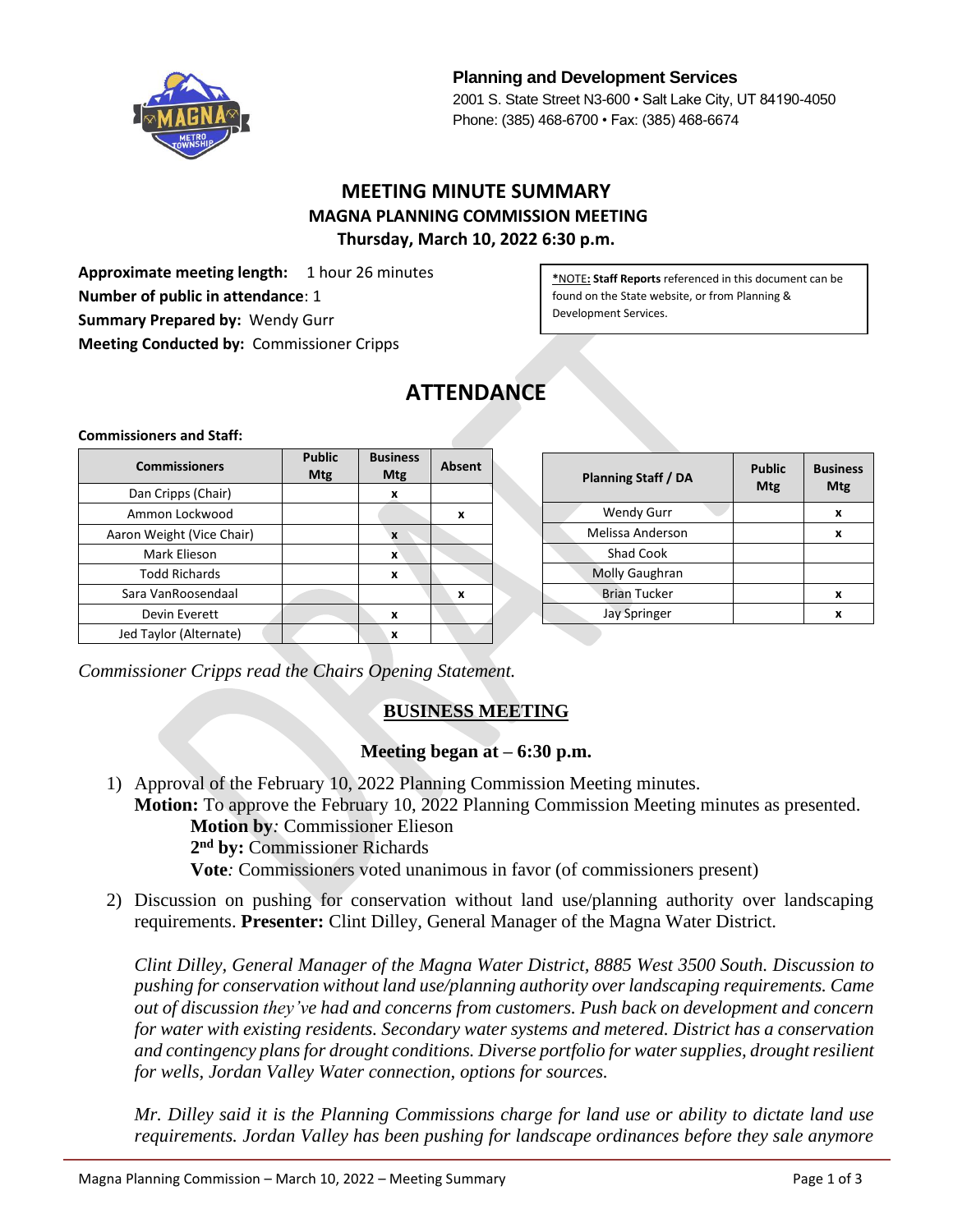**Planning and Development Services**
2001 S. State Street N3-600 • Salt Lake City, UT 84190-4050
Phone: (385) 468-6700 • Fax: (385) 468-6674

# MEETING MINUTE SUMMARY
## MAGNA PLANNING COMMISSION MEETING
### Thursday, March 10, 2022 6:30 p.m.

**Approximate meeting length:** 1 hour 26 minutes
**Number of public in attendance**: 1
**Summary Prepared by:** Wendy Gurr
**Meeting Conducted by:** Commissioner Cripps

*NOTE: **Staff Reports** referenced in this document can be found on the State website, or from Planning & Development Services.

## ATTENDANCE

**Commissioners and Staff:**

| Commissioners | Public Mtg | Business Mtg | Absent |
|---|---|---|---|
| Dan Cripps (Chair) | | x | |
| Ammon Lockwood | | | x |
| Aaron Weight (Vice Chair) | | x | |
| Mark Elieson | | x | |
| Todd Richards | | x | |
| Sara VanRoosendaal | | | x |
| Devin Everett | | x | |
| Jed Taylor (Alternate) | | x | |

| Planning Staff / DA | Public Mtg | Business Mtg |
|---|---|---|
| Wendy Gurr | | x |
| Melissa Anderson | | x |
| Shad Cook | | |
| Molly Gaughran | | |
| Brian Tucker | | x |
| Jay Springer | | x |

*Commissioner Cripps read the Chairs Opening Statement.*

## BUSINESS MEETING

**Meeting began at – 6:30 p.m.**

1) Approval of the February 10, 2022 Planning Commission Meeting minutes.
   **Motion:** To approve the February 10, 2022 Planning Commission Meeting minutes as presented.
   **Motion by***:* Commissioner Elieson
   **2nd by:** Commissioner Richards
   **Vote***:* Commissioners voted unanimous in favor (of commissioners present)

2) Discussion on pushing for conservation without land use/planning authority over landscaping requirements. **Presenter:** Clint Dilley, General Manager of the Magna Water District.

   *Clint Dilley, General Manager of the Magna Water District, 8885 West 3500 South. Discussion to pushing for conservation without land use/planning authority over landscaping requirements. Came out of discussion they've had and concerns from customers. Push back on development and concern for water with existing residents. Secondary water systems and metered. District has a conservation and contingency plans for drought conditions. Diverse portfolio for water supplies, drought resilient for wells, Jordan Valley Water connection, options for sources.*

   *Mr. Dilley said it is the Planning Commissions charge for land use or ability to dictate land use requirements. Jordan Valley has been pushing for landscape ordinances before they sale anymore*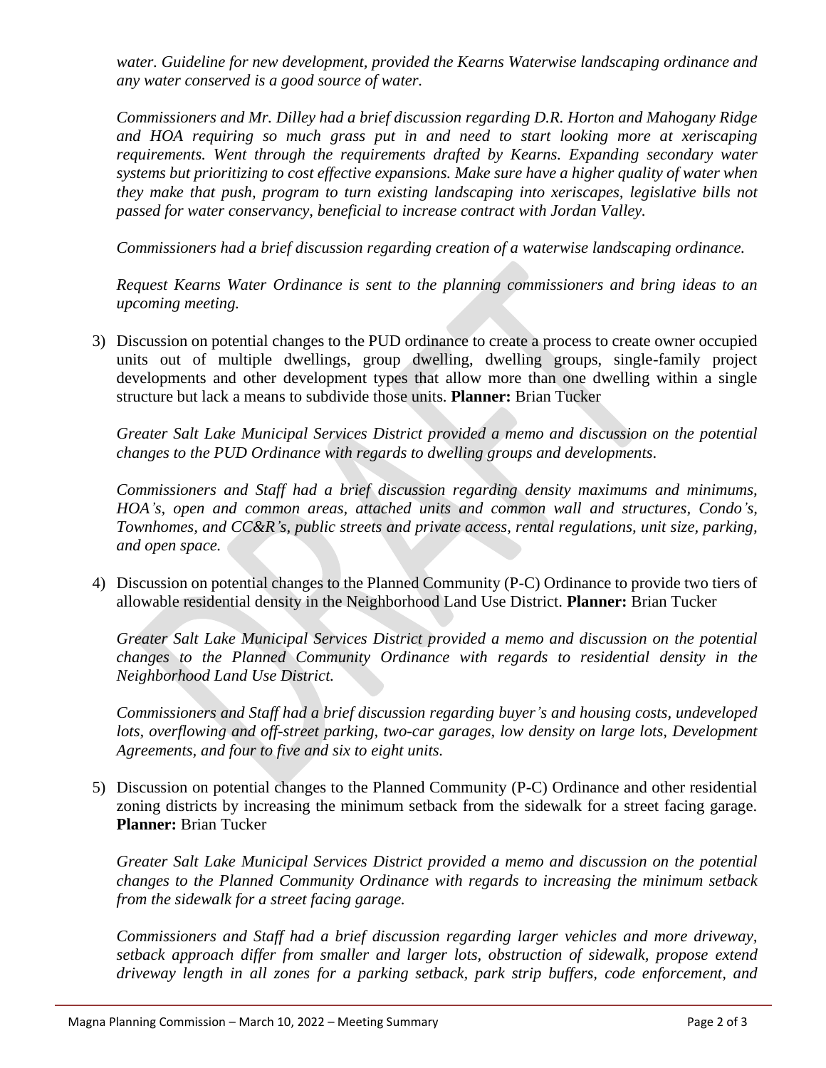*water. Guideline for new development, provided the Kearns Waterwise landscaping ordinance and any water conserved is a good source of water.*

*Commissioners and Mr. Dilley had a brief discussion regarding D.R. Horton and Mahogany Ridge and HOA requiring so much grass put in and need to start looking more at xeriscaping requirements. Went through the requirements drafted by Kearns. Expanding secondary water systems but prioritizing to cost effective expansions. Make sure have a higher quality of water when they make that push, program to turn existing landscaping into xeriscapes, legislative bills not passed for water conservancy, beneficial to increase contract with Jordan Valley.*

*Commissioners had a brief discussion regarding creation of a waterwise landscaping ordinance.*

*Request Kearns Water Ordinance is sent to the planning commissioners and bring ideas to an upcoming meeting.*

3) Discussion on potential changes to the PUD ordinance to create a process to create owner occupied units out of multiple dwellings, group dwelling, dwelling groups, single-family project developments and other development types that allow more than one dwelling within a single structure but lack a means to subdivide those units. **Planner:** Brian Tucker

   *Greater Salt Lake Municipal Services District provided a memo and discussion on the potential changes to the PUD Ordinance with regards to dwelling groups and developments.*

   *Commissioners and Staff had a brief discussion regarding density maximums and minimums, HOA's, open and common areas, attached units and common wall and structures, Condo's, Townhomes, and CC&R's, public streets and private access, rental regulations, unit size, parking, and open space.*

4) Discussion on potential changes to the Planned Community (P-C) Ordinance to provide two tiers of allowable residential density in the Neighborhood Land Use District. **Planner:** Brian Tucker

   *Greater Salt Lake Municipal Services District provided a memo and discussion on the potential changes to the Planned Community Ordinance with regards to residential density in the Neighborhood Land Use District.*

   *Commissioners and Staff had a brief discussion regarding buyer's and housing costs, undeveloped lots, overflowing and off-street parking, two-car garages, low density on large lots, Development Agreements, and four to five and six to eight units.*

5) Discussion on potential changes to the Planned Community (P-C) Ordinance and other residential zoning districts by increasing the minimum setback from the sidewalk for a street facing garage. **Planner:** Brian Tucker

   *Greater Salt Lake Municipal Services District provided a memo and discussion on the potential changes to the Planned Community Ordinance with regards to increasing the minimum setback from the sidewalk for a street facing garage.*

   *Commissioners and Staff had a brief discussion regarding larger vehicles and more driveway, setback approach differ from smaller and larger lots, obstruction of sidewalk, propose extend driveway length in all zones for a parking setback, park strip buffers, code enforcement, and*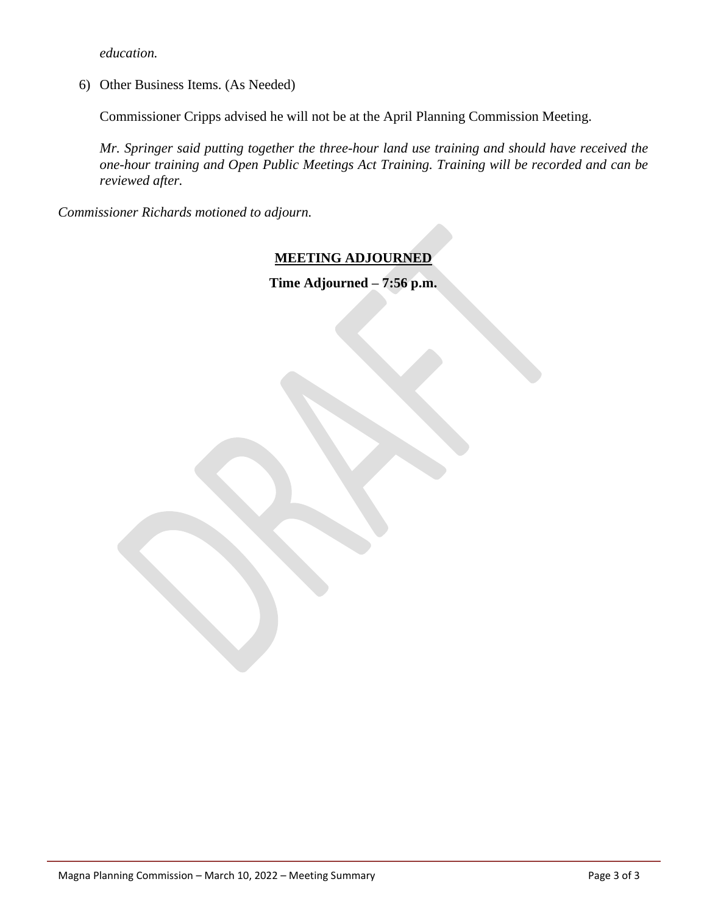*education.*

6) Other Business Items. (As Needed)

   Commissioner Cripps advised he will not be at the April Planning Commission Meeting.

   *Mr. Springer said putting together the three-hour land use training and should have received the one-hour training and Open Public Meetings Act Training. Training will be recorded and can be reviewed after.*

*Commissioner Richards motioned to adjourn.*

**MEETING ADJOURNED**

**Time Adjourned – 7:56 p.m.**